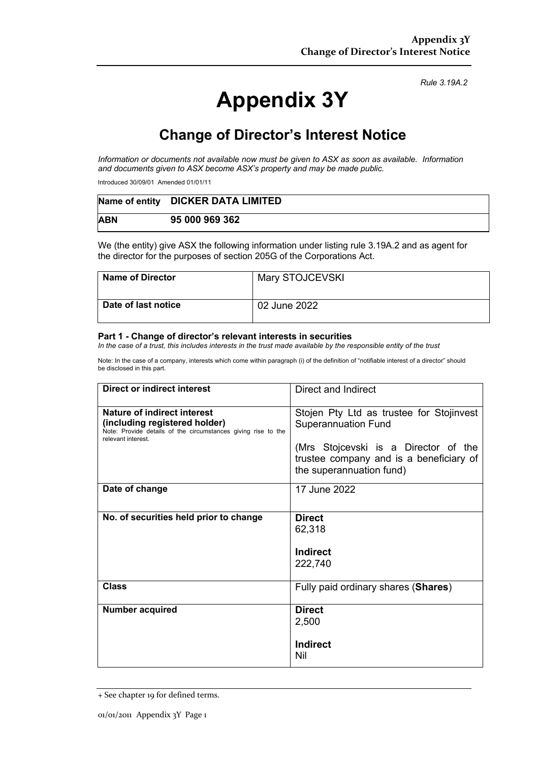*Rule 3.19A.2*

# Appendix 3Y

## Change of Director's Interest Notice

*Information or documents not available now must be given to ASX as soon as available. Information and documents given to ASX become ASX's property and may be made public.*

Introduced 30/09/01 Amended 01/01/11

| **Name of entity** | **DICKER DATA LIMITED** |
|---|---|
| **ABN** | **95 000 969 362** |

We (the entity) give ASX the following information under listing rule 3.19A.2 and as agent for the director for the purposes of section 205G of the Corporations Act.

| **Name of Director** | Mary STOJCEVSKI |
|---|---|
| **Date of last notice** | 02 June 2022 |

#### Part 1 - Change of director's relevant interests in securities

*In the case of a trust, this includes interests in the trust made available by the responsible entity of the trust*

Note: In the case of a company, interests which come within paragraph (i) of the definition of "notifiable interest of a director" should be disclosed in this part.

| **Direct or indirect interest** | Direct and Indirect |
|---|---|
| **Nature of indirect interest (including registered holder)**<br>Note: Provide details of the circumstances giving rise to the relevant interest. | Stojen Pty Ltd as trustee for Stojinvest Superannuation Fund<br><br>(Mrs Stojcevski is a Director of the trustee company and is a beneficiary of the superannuation fund) |
| **Date of change** | 17 June 2022 |
| **No. of securities held prior to change** | **Direct**<br>62,318<br><br>**Indirect**<br>222,740 |
| **Class** | Fully paid ordinary shares (**Shares**) |
| **Number acquired** | **Direct**<br>2,500<br><br>**Indirect**<br>Nil |

+ See chapter 19 for defined terms.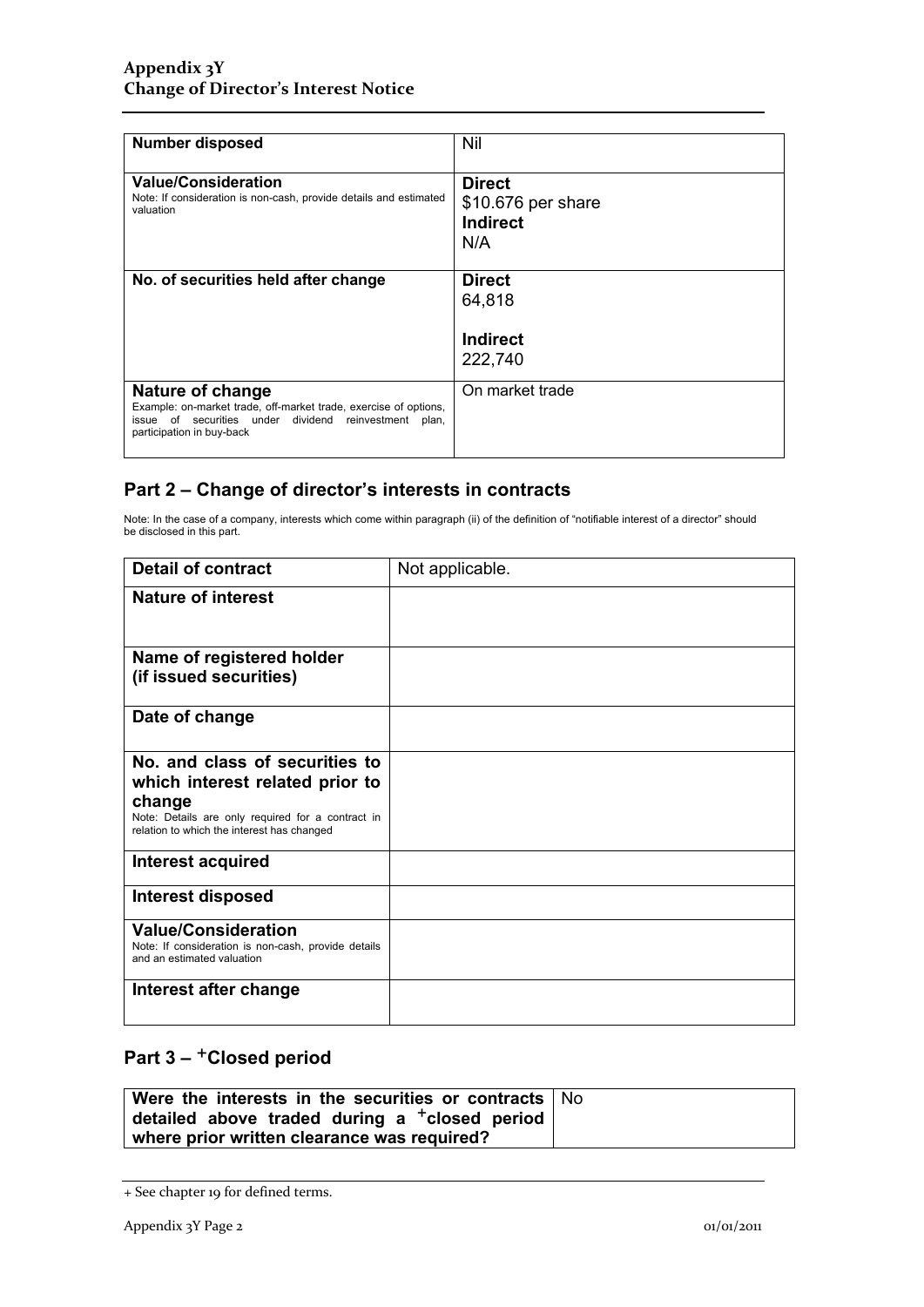| Number disposed | Nil |
|---|---|
| **Value/Consideration**<br>Note: If consideration is non-cash, provide details and estimated valuation | **Direct**<br>\$10.676 per share<br>**Indirect**<br>N/A |
| **No. of securities held after change** | **Direct**<br>64,818<br><br>**Indirect**<br>222,740 |
| **Nature of change**<br>Example: on-market trade, off-market trade, exercise of options, issue of securities under dividend reinvestment plan, participation in buy-back | On market trade |

## Part 2 – Change of director's interests in contracts

Note: In the case of a company, interests which come within paragraph (ii) of the definition of "notifiable interest of a director" should be disclosed in this part.

| Detail of contract | Not applicable. |
|---|---|
| **Nature of interest** | |
| **Name of registered holder (if issued securities)** | |
| **Date of change** | |
| **No. and class of securities to which interest related prior to change**<br>Note: Details are only required for a contract in relation to which the interest has changed | |
| **Interest acquired** | |
| **Interest disposed** | |
| **Value/Consideration**<br>Note: If consideration is non-cash, provide details and an estimated valuation | |
| **Interest after change** | |

## Part 3 – +Closed period

| Were the interests in the securities or contracts detailed above traded during a +closed period where prior written clearance was required? | No |
|---|---|

+ See chapter 19 for defined terms.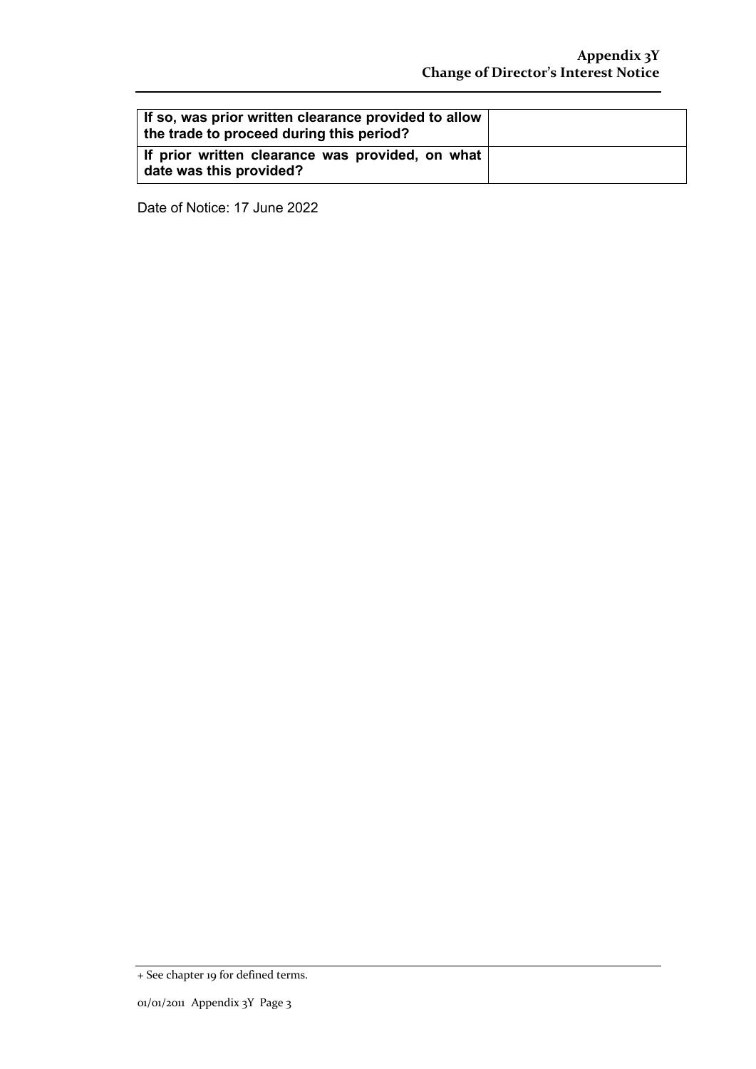| | |
|---|---|
| **If so, was prior written clearance provided to allow the trade to proceed during this period?** | |
| **If prior written clearance was provided, on what date was this provided?** | |

Date of Notice: 17 June 2022

+ See chapter 19 for defined terms.